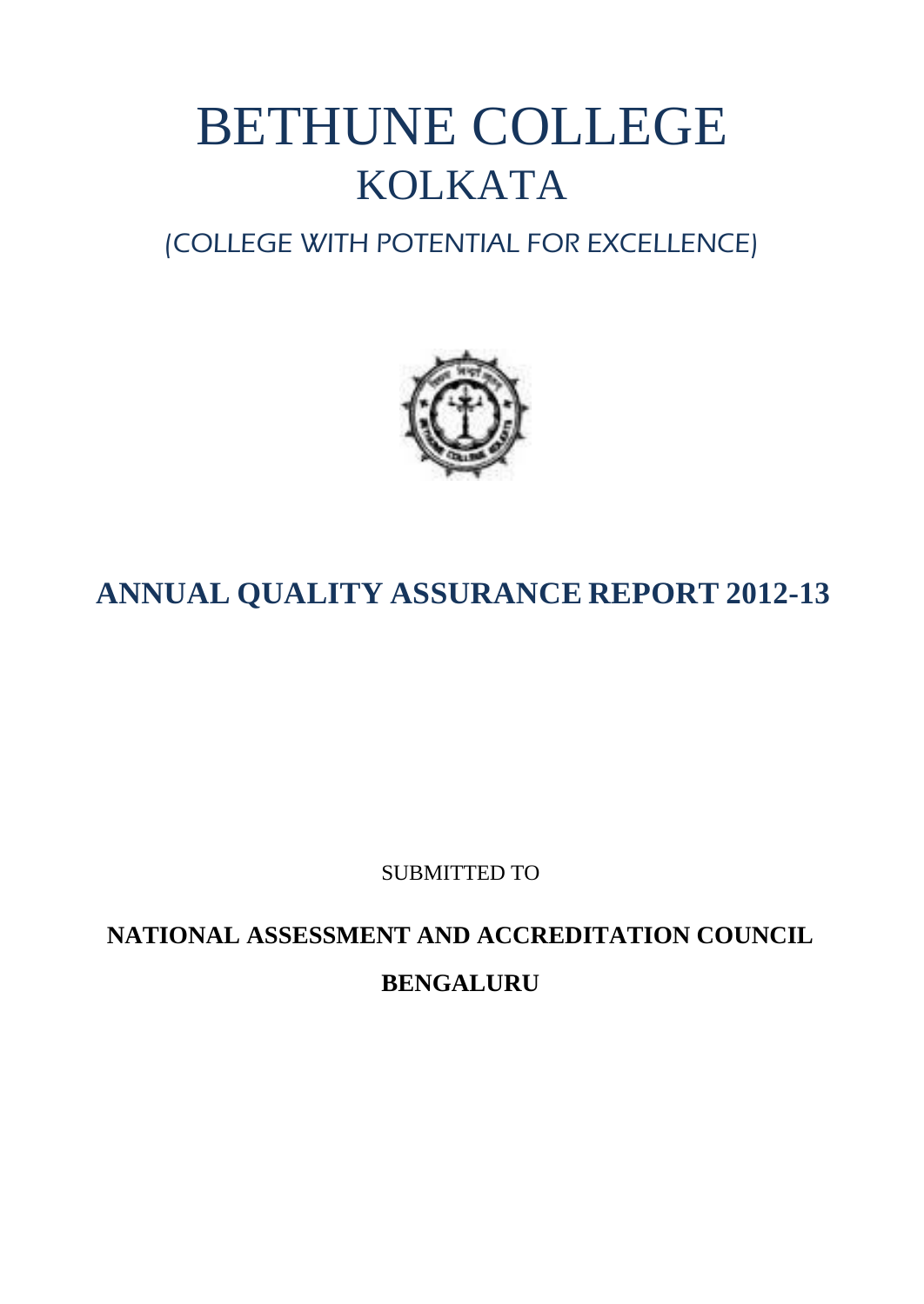# BETHUNE COLLEGE

## KOLKATA

(COLLEGE WITH POTENTIAL FOR EXCELLENCE)

## ANNUAL QUALITY ASSURANCE REPORT 2012-13

SUBMITTED TO

**NATIONAL ASSESSMENT AND ACCREDITATION COUNCIL**

**BENGALURU**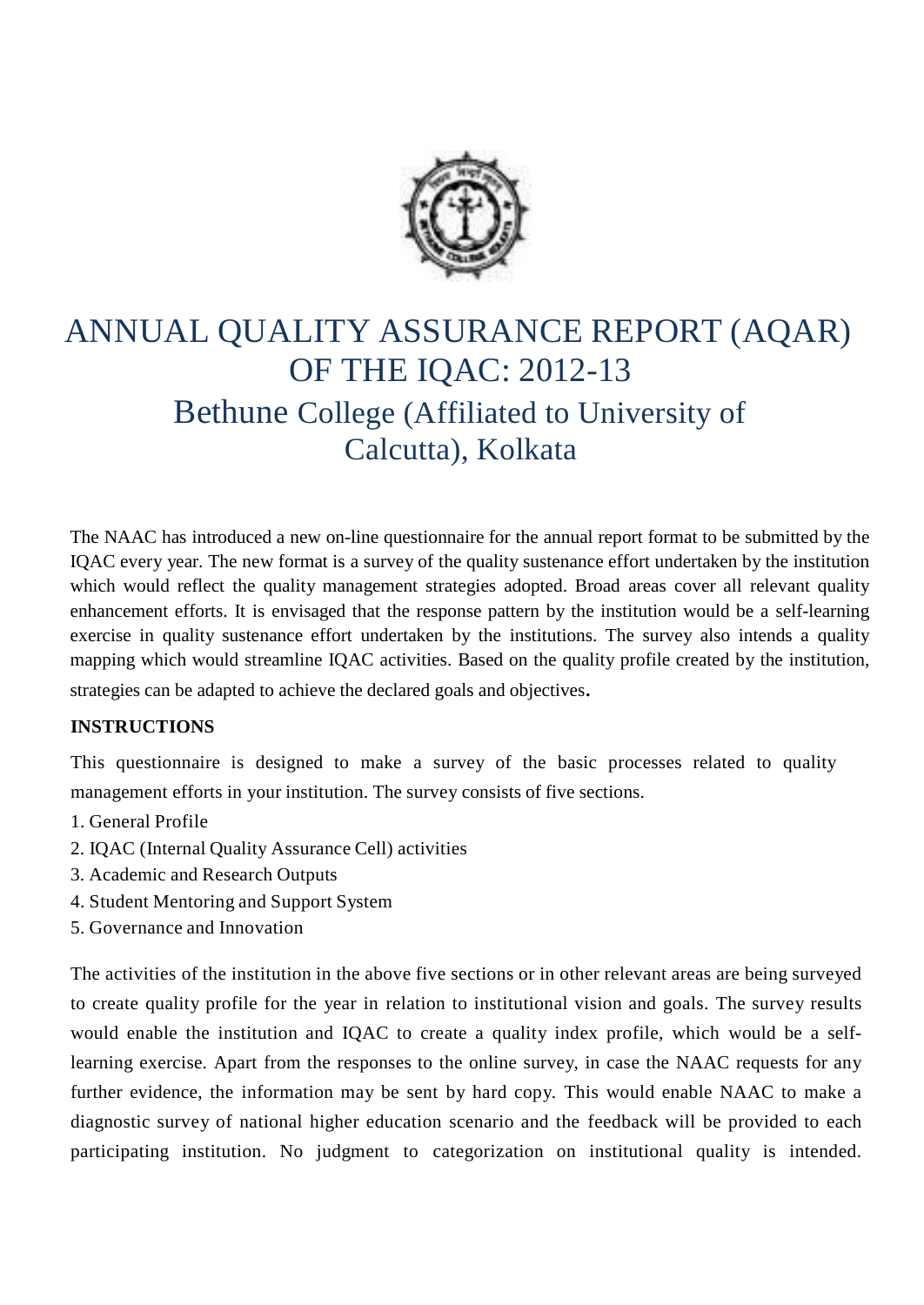# ANNUAL QUALITY ASSURANCE REPORT (AQAR) OF THE IQAC: 2012-13

## Bethune College (Affiliated to University of Calcutta), Kolkata

The NAAC has introduced a new on-line questionnaire for the annual report format to be submitted by the IQAC every year. The new format is a survey of the quality sustenance effort undertaken by the institution which would reflect the quality management strategies adopted. Broad areas cover all relevant quality enhancement efforts. It is envisaged that the response pattern by the institution would be a self-learning exercise in quality sustenance effort undertaken by the institutions. The survey also intends a quality mapping which would streamline IQAC activities. Based on the quality profile created by the institution, strategies can be adapted to achieve the declared goals and objectives.

**INSTRUCTIONS**

This questionnaire is designed to make a survey of the basic processes related to quality management efforts in your institution. The survey consists of five sections.

1. General Profile
2. IQAC (Internal Quality Assurance Cell) activities
3. Academic and Research Outputs
4. Student Mentoring and Support System
5. Governance and Innovation

The activities of the institution in the above five sections or in other relevant areas are being surveyed to create quality profile for the year in relation to institutional vision and goals. The survey results would enable the institution and IQAC to create a quality index profile, which would be a self-learning exercise. Apart from the responses to the online survey, in case the NAAC requests for any further evidence, the information may be sent by hard copy. This would enable NAAC to make a diagnostic survey of national higher education scenario and the feedback will be provided to each participating institution. No judgment to categorization on institutional quality is intended.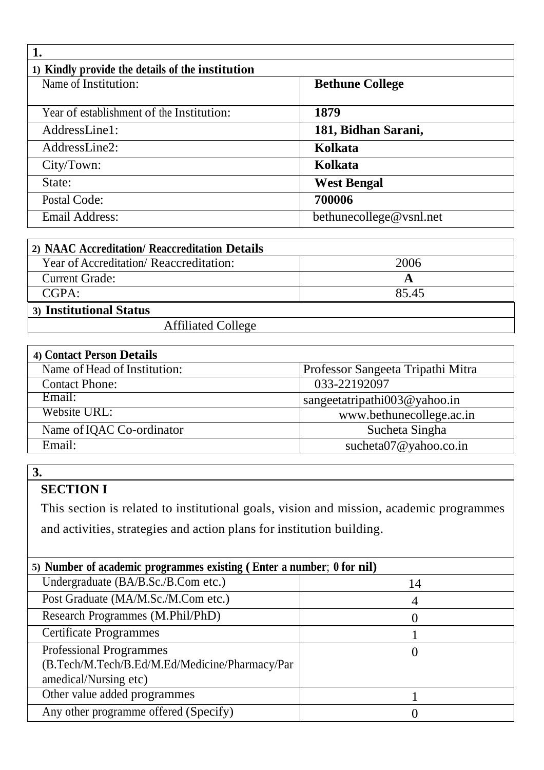**1.**

| 1) Kindly provide the details of the institution | |
|---|---|
| Name of Institution: | **Bethune College** |
| Year of establishment of the Institution: | **1879** |
| AddressLine1: | **181, Bidhan Sarani,** |
| AddressLine2: | **Kolkata** |
| City/Town: | **Kolkata** |
| State: | **West Bengal** |
| Postal Code: | **700006** |
| Email Address: | bethunecollege@vsnl.net |

| 2) NAAC Accreditation/ Reaccreditation Details | |
|---|---|
| Year of Accreditation/ Reaccreditation: | 2006 |
| Current Grade: | **A** |
| CGPA: | 85.45 |

| 3) Institutional Status |
|---|
| Affiliated College |

| 4) Contact Person Details | |
|---|---|
| Name of Head of Institution: | Professor Sangeeta Tripathi Mitra |
| Contact Phone: | 033-22192097 |
| Email: | sangeetatripathi003@yahoo.in |
| Website URL: | www.bethunecollege.ac.in |
| Name of IQAC Co-ordinator | Sucheta Singha |
| Email: | sucheta07@yahoo.co.in |

**3.**

## SECTION I

This section is related to institutional goals, vision and mission, academic programmes and activities, strategies and action plans for institution building.

| 5) Number of academic programmes existing ( Enter a number; 0 for nil) | |
|---|---|
| Undergraduate (BA/B.Sc./B.Com etc.) | 14 |
| Post Graduate (MA/M.Sc./M.Com etc.) | 4 |
| Research Programmes (M.Phil/PhD) | 0 |
| Certificate Programmes | 1 |
| Professional Programmes (B.Tech/M.Tech/B.Ed/M.Ed/Medicine/Pharmacy/Paramedical/Nursing etc) | 0 |
| Other value added programmes | 1 |
| Any other programme offered (Specify) | 0 |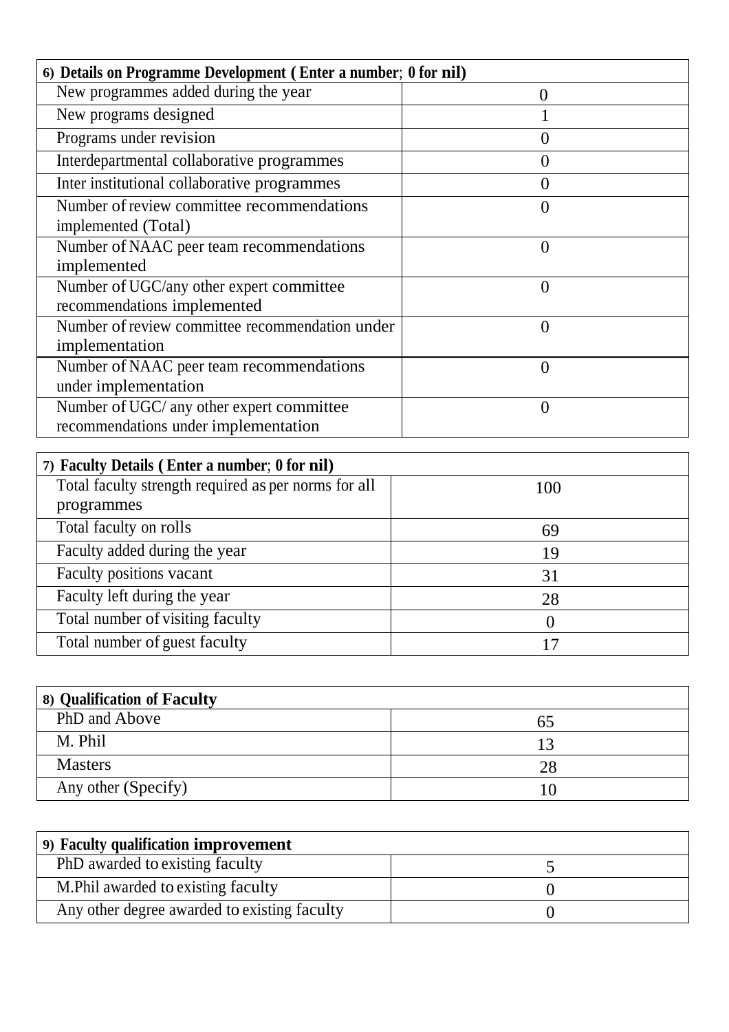| 6) Details on Programme Development ( Enter a number; 0 for nil) | |
|---|---|
| New programmes added during the year | 0 |
| New programs designed | 1 |
| Programs under revision | 0 |
| Interdepartmental collaborative programmes | 0 |
| Inter institutional collaborative programmes | 0 |
| Number of review committee recommendations implemented (Total) | 0 |
| Number of NAAC peer team recommendations implemented | 0 |
| Number of UGC/any other expert committee recommendations implemented | 0 |
| Number of review committee recommendation under implementation | 0 |
| Number of NAAC peer team recommendations under implementation | 0 |
| Number of UGC/ any other expert committee recommendations under implementation | 0 |

| 7) Faculty Details ( Enter a number; 0 for nil) | |
|---|---|
| Total faculty strength required as per norms for all programmes | 100 |
| Total faculty on rolls | 69 |
| Faculty added during the year | 19 |
| Faculty positions vacant | 31 |
| Faculty left during the year | 28 |
| Total number of visiting faculty | 0 |
| Total number of guest faculty | 17 |

| 8) Qualification of Faculty | |
|---|---|
| PhD and Above | 65 |
| M. Phil | 13 |
| Masters | 28 |
| Any other (Specify) | 10 |

| 9) Faculty qualification improvement | |
|---|---|
| PhD awarded to existing faculty | 5 |
| M.Phil awarded to existing faculty | 0 |
| Any other degree awarded to existing faculty | 0 |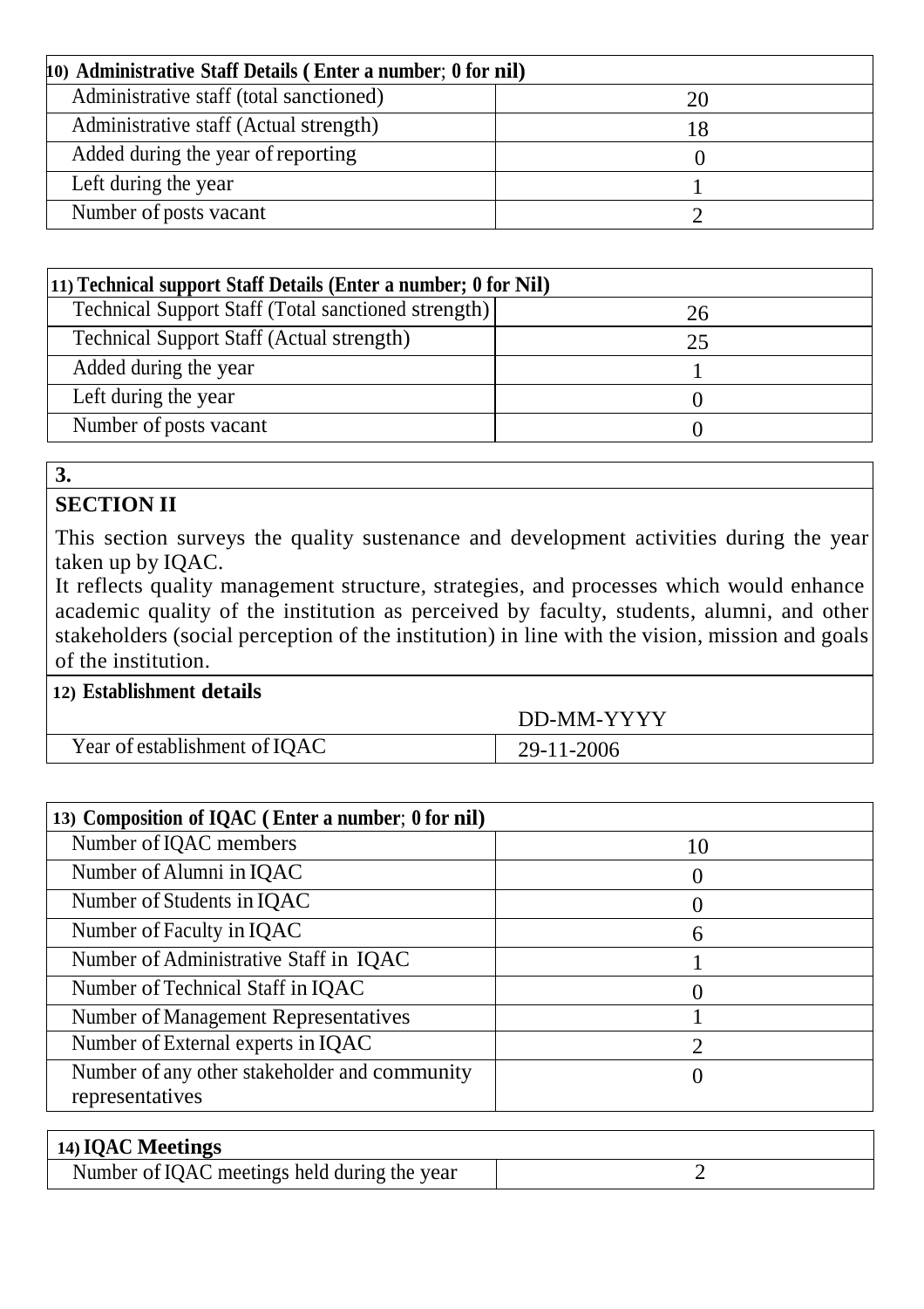| **10) Administrative Staff Details ( Enter a number; 0 for nil)** | |
|---|---|
| Administrative staff (total sanctioned) | 20 |
| Administrative staff (Actual strength) | 18 |
| Added during the year of reporting | 0 |
| Left during the year | 1 |
| Number of posts vacant | 2 |

| **11) Technical support Staff Details (Enter a number; 0 for Nil)** | |
|---|---|
| Technical Support Staff (Total sanctioned strength) | 26 |
| Technical Support Staff (Actual strength) | 25 |
| Added during the year | 1 |
| Left during the year | 0 |
| Number of posts vacant | 0 |

**3.**

## SECTION II

This section surveys the quality sustenance and development activities during the year taken up by IQAC.

It reflects quality management structure, strategies, and processes which would enhance academic quality of the institution as perceived by faculty, students, alumni, and other stakeholders (social perception of the institution) in line with the vision, mission and goals of the institution.

| **12) Establishment details** | |
|---|---|
| | DD-MM-YYYY |
| Year of establishment of IQAC | 29-11-2006 |

| **13) Composition of IQAC ( Enter a number; 0 for nil)** | |
|---|---|
| Number of IQAC members | 10 |
| Number of Alumni in IQAC | 0 |
| Number of Students in IQAC | 0 |
| Number of Faculty in IQAC | 6 |
| Number of Administrative Staff in IQAC | 1 |
| Number of Technical Staff in IQAC | 0 |
| Number of Management Representatives | 1 |
| Number of External experts in IQAC | 2 |
| Number of any other stakeholder and community representatives | 0 |

| **14) IQAC Meetings** | |
|---|---|
| Number of IQAC meetings held during the year | 2 |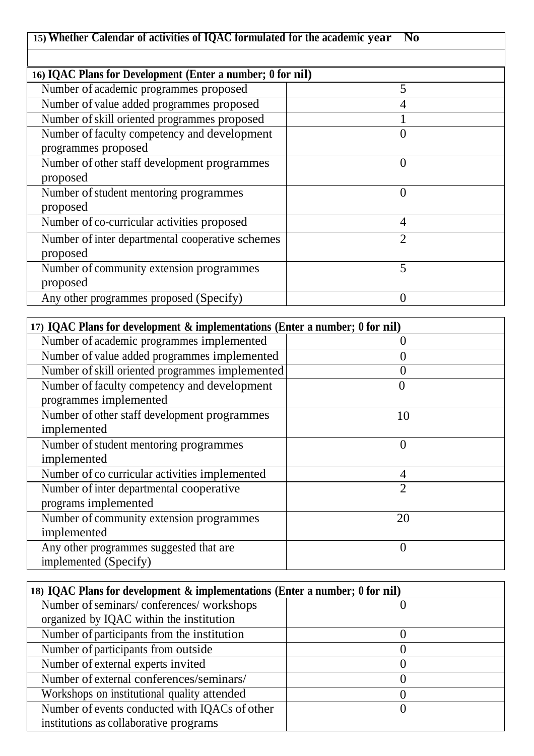| 15) Whether Calendar of activities of IQAC formulated for the academic year | No |
|---|---|
| | |

| 16) IQAC Plans for Development (Enter a number; 0 for nil) | |
|---|---|
| Number of academic programmes proposed | 5 |
| Number of value added programmes proposed | 4 |
| Number of skill oriented programmes proposed | 1 |
| Number of faculty competency and development programmes proposed | 0 |
| Number of other staff development programmes proposed | 0 |
| Number of student mentoring programmes proposed | 0 |
| Number of co-curricular activities proposed | 4 |
| Number of inter departmental cooperative schemes proposed | 2 |
| Number of community extension programmes proposed | 5 |
| Any other programmes proposed (Specify) | 0 |

| 17) IQAC Plans for development & implementations (Enter a number; 0 for nil) | |
|---|---|
| Number of academic programmes implemented | 0 |
| Number of value added programmes implemented | 0 |
| Number of skill oriented programmes implemented | 0 |
| Number of faculty competency and development programmes implemented | 0 |
| Number of other staff development programmes implemented | 10 |
| Number of student mentoring programmes implemented | 0 |
| Number of co curricular activities implemented | 4 |
| Number of inter departmental cooperative programs implemented | 2 |
| Number of community extension programmes implemented | 20 |
| Any other programmes suggested that are implemented (Specify) | 0 |

| 18) IQAC Plans for development & implementations (Enter a number; 0 for nil) | |
|---|---|
| Number of seminars/ conferences/ workshops organized by IQAC within the institution | 0 |
| Number of participants from the institution | 0 |
| Number of participants from outside | 0 |
| Number of external experts invited | 0 |
| Number of external conferences/seminars/ | 0 |
| Workshops on institutional quality attended | 0 |
| Number of events conducted with IQACs of other institutions as collaborative programs | 0 |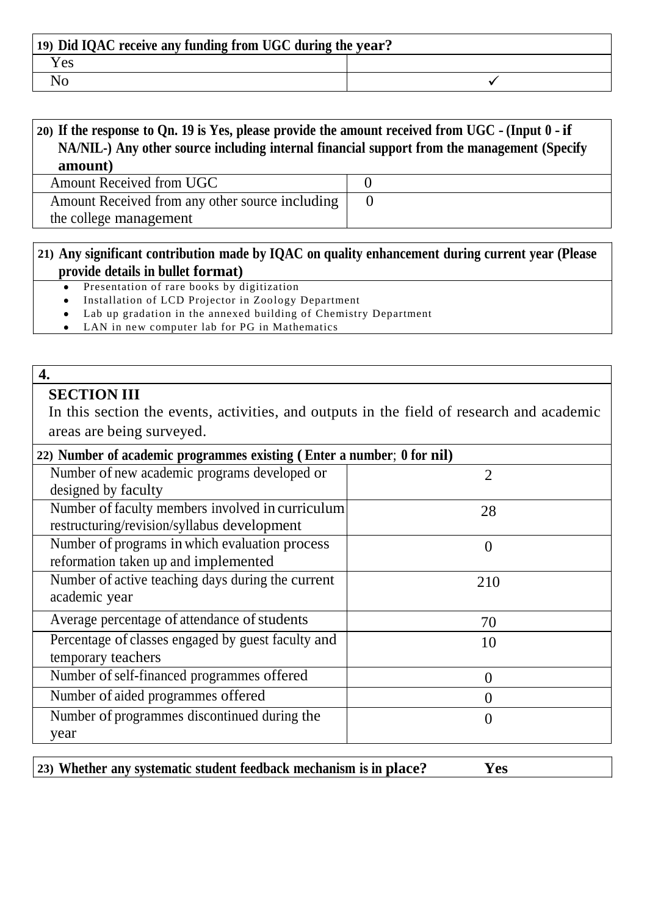| 19) Did IQAC receive any funding from UGC during the year? | |
|---|---|
| Yes | |
| No | ✓ |

| 20) If the response to Qn. 19 is Yes, please provide the amount received from UGC - (Input 0 - if NA/NIL-) Any other source including internal financial support from the management (Specify amount) | |
|---|---|
| Amount Received from UGC | 0 |
| Amount Received from any other source including the college management | 0 |

**21) Any significant contribution made by IQAC on quality enhancement during current year (Please provide details in bullet format)**

- Presentation of rare books by digitization
- Installation of LCD Projector in Zoology Department
- Lab up gradation in the annexed building of Chemistry Department
- LAN in new computer lab for PG in Mathematics

**4.**

## SECTION III

In this section the events, activities, and outputs in the field of research and academic areas are being surveyed.

| 22) Number of academic programmes existing ( Enter a number; 0 for nil) | |
|---|---|
| Number of new academic programs developed or designed by faculty | 2 |
| Number of faculty members involved in curriculum restructuring/revision/syllabus development | 28 |
| Number of programs in which evaluation process reformation taken up and implemented | 0 |
| Number of active teaching days during the current academic year | 210 |
| Average percentage of attendance of students | 70 |
| Percentage of classes engaged by guest faculty and temporary teachers | 10 |
| Number of self-financed programmes offered | 0 |
| Number of aided programmes offered | 0 |
| Number of programmes discontinued during the year | 0 |

**23) Whether any systematic student feedback mechanism is in place? Yes**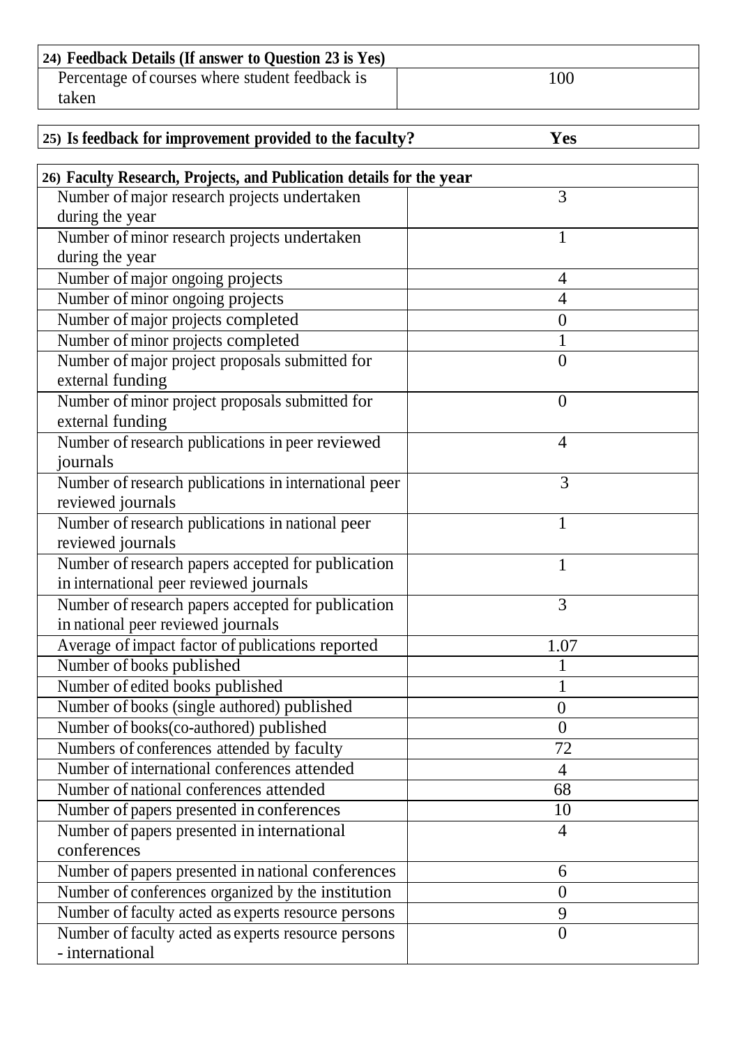| **24) Feedback Details (If answer to Question 23 is Yes)** | |
|---|---|
| Percentage of courses where student feedback is taken | 100 |

| **25) Is feedback for improvement provided to the faculty?** | **Yes** |
|---|---|

| **26) Faculty Research, Projects, and Publication details for the year** | |
|---|---|
| Number of major research projects undertaken during the year | 3 |
| Number of minor research projects undertaken during the year | 1 |
| Number of major ongoing projects | 4 |
| Number of minor ongoing projects | 4 |
| Number of major projects completed | 0 |
| Number of minor projects completed | 1 |
| Number of major project proposals submitted for external funding | 0 |
| Number of minor project proposals submitted for external funding | 0 |
| Number of research publications in peer reviewed journals | 4 |
| Number of research publications in international peer reviewed journals | 3 |
| Number of research publications in national peer reviewed journals | 1 |
| Number of research papers accepted for publication in international peer reviewed journals | 1 |
| Number of research papers accepted for publication in national peer reviewed journals | 3 |
| Average of impact factor of publications reported | 1.07 |
| Number of books published | 1 |
| Number of edited books published | 1 |
| Number of books (single authored) published | 0 |
| Number of books(co-authored) published | 0 |
| Numbers of conferences attended by faculty | 72 |
| Number of international conferences attended | 4 |
| Number of national conferences attended | 68 |
| Number of papers presented in conferences | 10 |
| Number of papers presented in international conferences | 4 |
| Number of papers presented in national conferences | 6 |
| Number of conferences organized by the institution | 0 |
| Number of faculty acted as experts resource persons | 9 |
| Number of faculty acted as experts resource persons - international | 0 |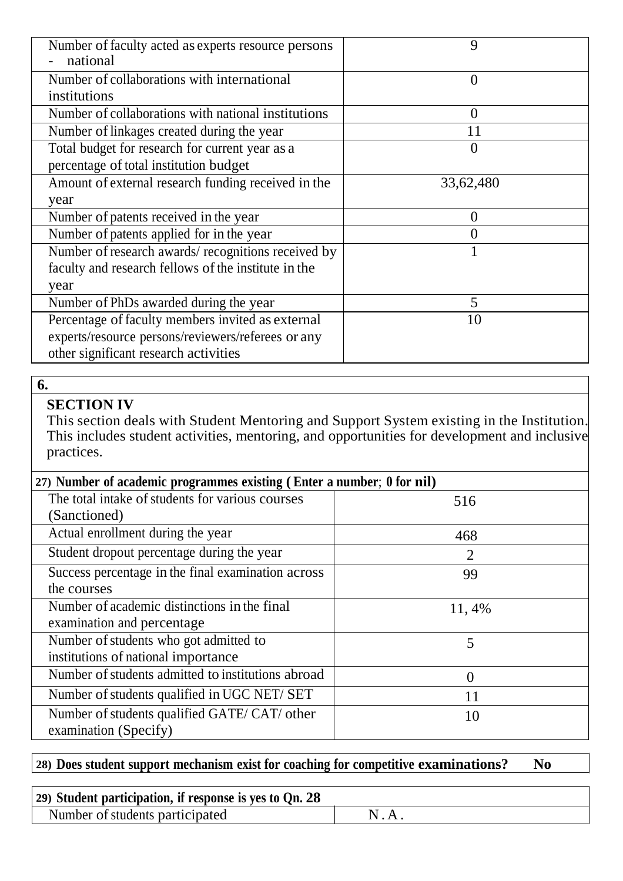| | |
|---|---|
| Number of faculty acted as experts resource persons - national | 9 |
| Number of collaborations with international institutions | 0 |
| Number of collaborations with national institutions | 0 |
| Number of linkages created during the year | 11 |
| Total budget for research for current year as a percentage of total institution budget | 0 |
| Amount of external research funding received in the year | 33,62,480 |
| Number of patents received in the year | 0 |
| Number of patents applied for in the year | 0 |
| Number of research awards/ recognitions received by faculty and research fellows of the institute in the year | 1 |
| Number of PhDs awarded during the year | 5 |
| Percentage of faculty members invited as external experts/resource persons/reviewers/referees or any other significant research activities | 10 |

**6.**

## SECTION IV

This section deals with Student Mentoring and Support System existing in the Institution. This includes student activities, mentoring, and opportunities for development and inclusive practices.

**27) Number of academic programmes existing ( Enter a number; 0 for nil)**

| | |
|---|---|
| The total intake of students for various courses (Sanctioned) | 516 |
| Actual enrollment during the year | 468 |
| Student dropout percentage during the year | 2 |
| Success percentage in the final examination across the courses | 99 |
| Number of academic distinctions in the final examination and percentage | 11, 4% |
| Number of students who got admitted to institutions of national importance | 5 |
| Number of students admitted to institutions abroad | 0 |
| Number of students qualified in UGC NET/ SET | 11 |
| Number of students qualified GATE/ CAT/ other examination (Specify) | 10 |

**28) Does student support mechanism exist for coaching for competitive examinations? No**

**29) Student participation, if response is yes to Qn. 28**

| | |
|---|---|
| Number of students participated | N.A. |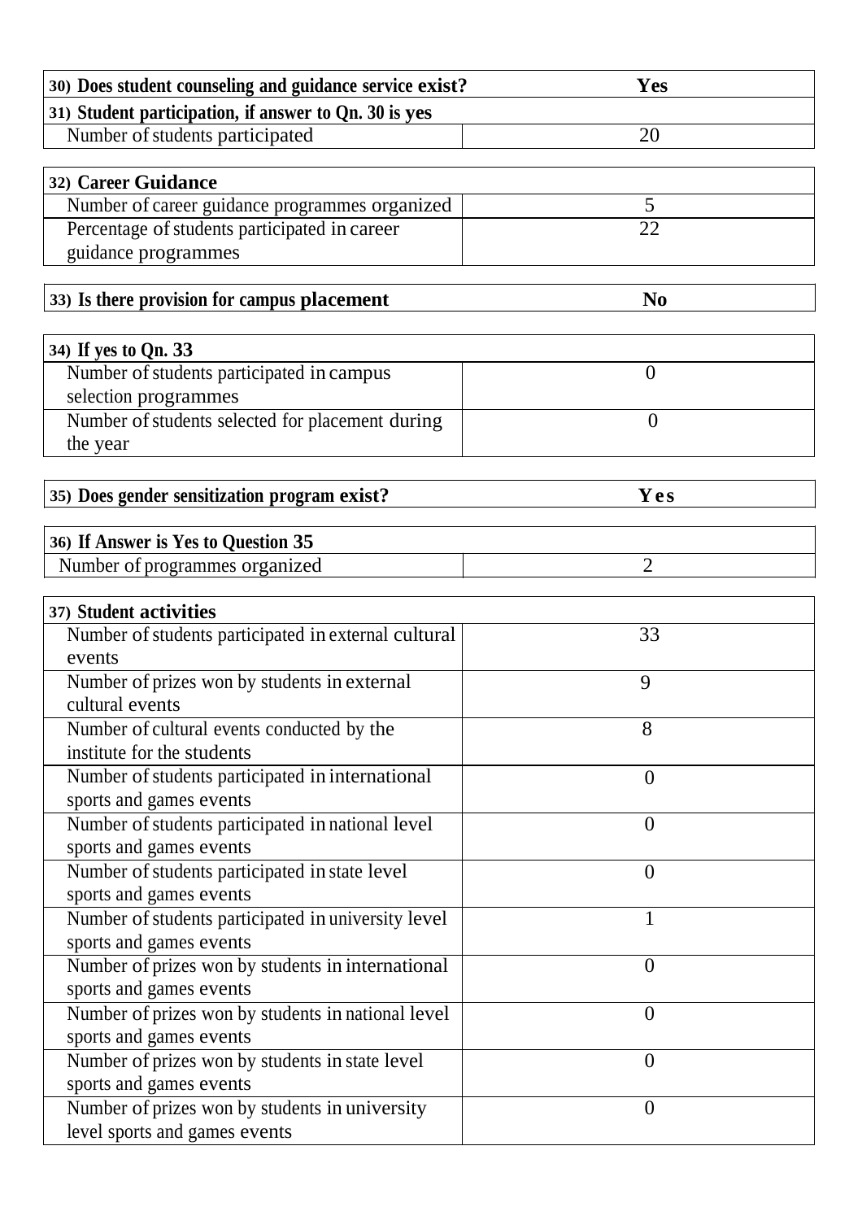| 30) Does student counseling and guidance service exist? | Yes |
|---|---|

| 31) Student participation, if answer to Qn. 30 is yes | |
|---|---|
| Number of students participated | 20 |

| 32) Career Guidance | |
|---|---|
| Number of career guidance programmes organized | 5 |
| Percentage of students participated in career guidance programmes | 22 |

| 33) Is there provision for campus placement | No |
|---|---|

| 34) If yes to Qn. 33 | |
|---|---|
| Number of students participated in campus selection programmes | 0 |
| Number of students selected for placement during the year | 0 |

| 35) Does gender sensitization program exist? | Yes |
|---|---|

| 36) If Answer is Yes to Question 35 | |
|---|---|
| Number of programmes organized | 2 |

| 37) Student activities | |
|---|---|
| Number of students participated in external cultural events | 33 |
| Number of prizes won by students in external cultural events | 9 |
| Number of cultural events conducted by the institute for the students | 8 |
| Number of students participated in international sports and games events | 0 |
| Number of students participated in national level sports and games events | 0 |
| Number of students participated in state level sports and games events | 0 |
| Number of students participated in university level sports and games events | 1 |
| Number of prizes won by students in international sports and games events | 0 |
| Number of prizes won by students in national level sports and games events | 0 |
| Number of prizes won by students in state level sports and games events | 0 |
| Number of prizes won by students in university level sports and games events | 0 |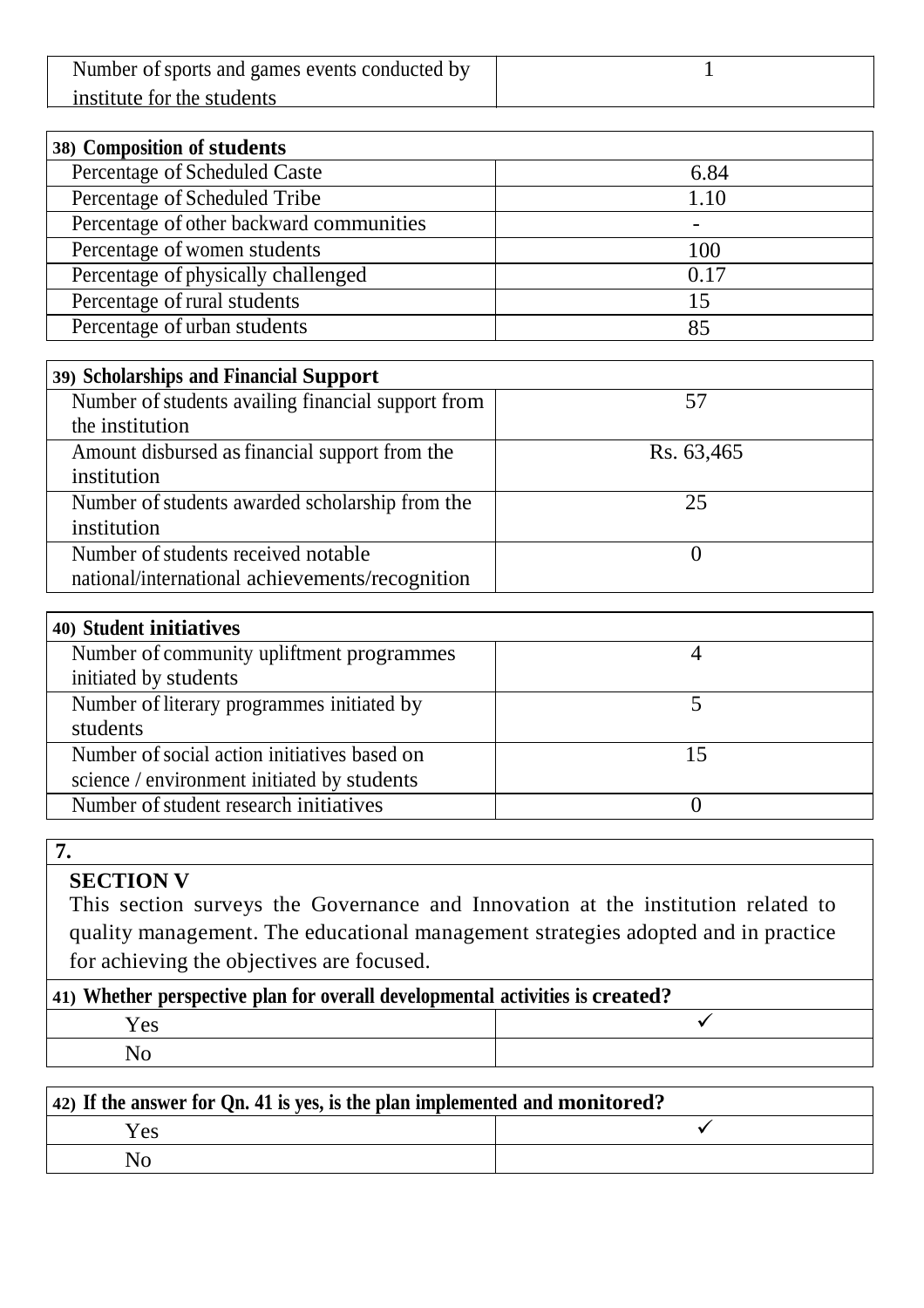| Number of sports and games events conducted by institute for the students | 1 |
|---|---|

| 38) Composition of students | |
|---|---|
| Percentage of Scheduled Caste | 6.84 |
| Percentage of Scheduled Tribe | 1.10 |
| Percentage of other backward communities | - |
| Percentage of women students | 100 |
| Percentage of physically challenged | 0.17 |
| Percentage of rural students | 15 |
| Percentage of urban students | 85 |

| 39) Scholarships and Financial Support | |
|---|---|
| Number of students availing financial support from the institution | 57 |
| Amount disbursed as financial support from the institution | Rs. 63,465 |
| Number of students awarded scholarship from the institution | 25 |
| Number of students received notable national/international achievements/recognition | 0 |

| 40) Student initiatives | |
|---|---|
| Number of community upliftment programmes initiated by students | 4 |
| Number of literary programmes initiated by students | 5 |
| Number of social action initiatives based on science / environment initiated by students | 15 |
| Number of student research initiatives | 0 |

**7.**

## SECTION V

This section surveys the Governance and Innovation at the institution related to quality management. The educational management strategies adopted and in practice for achieving the objectives are focused.

| 41) Whether perspective plan for overall developmental activities is created? | |
|---|---|
| Yes | ✓ |
| No | |

| 42) If the answer for Qn. 41 is yes, is the plan implemented and monitored? | |
|---|---|
| Yes | ✓ |
| No | |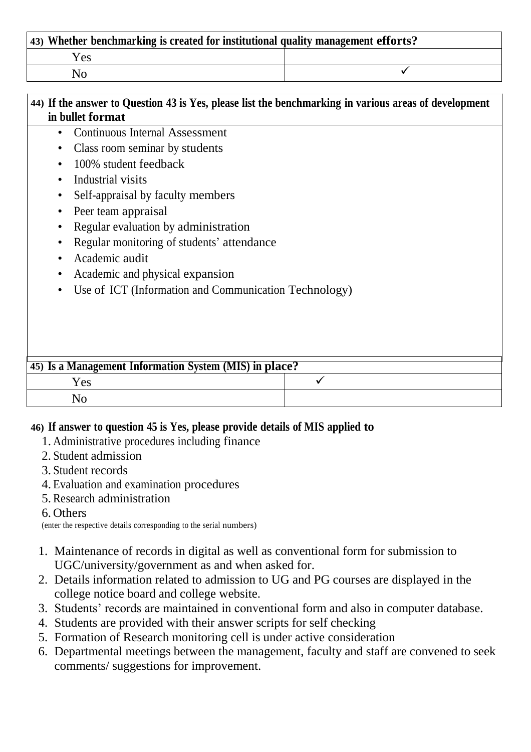| **43) Whether benchmarking is created for institutional quality management efforts?** | |
|---|---|
| Yes | |
| No | ✓ |

**44) If the answer to Question 43 is Yes, please list the benchmarking in various areas of development in bullet format**

- Continuous Internal Assessment
- Class room seminar by students
- 100% student feedback
- Industrial visits
- Self-appraisal by faculty members
- Peer team appraisal
- Regular evaluation by administration
- Regular monitoring of students' attendance
- Academic audit
- Academic and physical expansion
- Use of ICT (Information and Communication Technology)

| **45) Is a Management Information System (MIS) in place?** | |
|---|---|
| Yes | ✓ |
| No | |

**46) If answer to question 45 is Yes, please provide details of MIS applied to**

1. Administrative procedures including finance
2. Student admission
3. Student records
4. Evaluation and examination procedures
5. Research administration
6. Others

(enter the respective details corresponding to the serial numbers)

1. Maintenance of records in digital as well as conventional form for submission to UGC/university/government as and when asked for.
2. Details information related to admission to UG and PG courses are displayed in the college notice board and college website.
3. Students' records are maintained in conventional form and also in computer database.
4. Students are provided with their answer scripts for self checking
5. Formation of Research monitoring cell is under active consideration
6. Departmental meetings between the management, faculty and staff are convened to seek comments/ suggestions for improvement.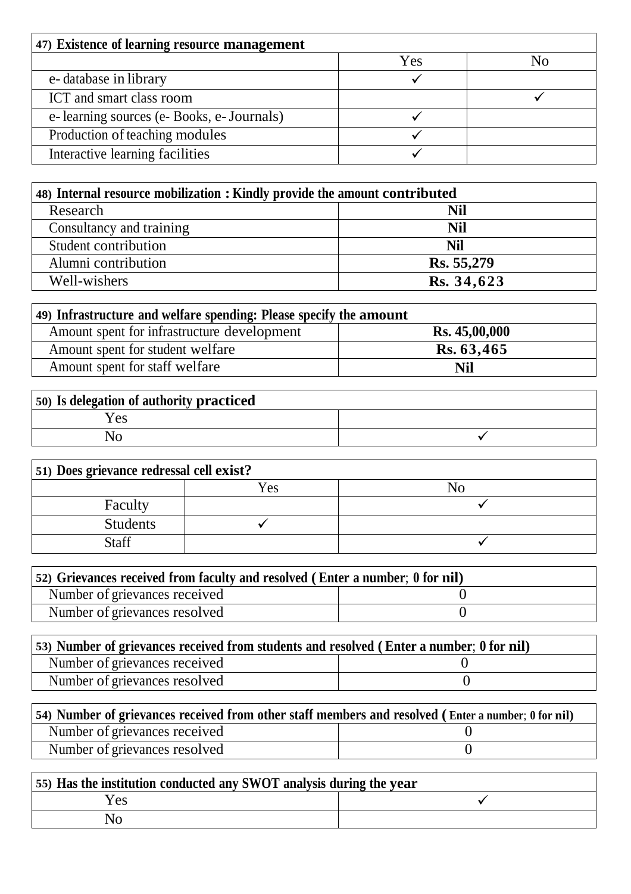| 47) Existence of learning resource management | | |
|---|---|---|
| | Yes | No |
| e- database in library | ✓ | |
| ICT and smart class room | | ✓ |
| e- learning sources (e- Books, e- Journals) | ✓ | |
| Production of teaching modules | ✓ | |
| Interactive learning facilities | ✓ | |

| 48) Internal resource mobilization : Kindly provide the amount contributed | |
|---|---|
| Research | **Nil** |
| Consultancy and training | **Nil** |
| Student contribution | **Nil** |
| Alumni contribution | **Rs. 55,279** |
| Well-wishers | **Rs. 34,623** |

| 49) Infrastructure and welfare spending: Please specify the amount | |
|---|---|
| Amount spent for infrastructure development | **Rs. 45,00,000** |
| Amount spent for student welfare | **Rs. 63,465** |
| Amount spent for staff welfare | **Nil** |

| 50) Is delegation of authority practiced | |
|---|---|
| Yes | |
| No | ✓ |

| 51) Does grievance redressal cell exist? | | |
|---|---|---|
| | Yes | No |
| Faculty | | ✓ |
| Students | ✓ | |
| Staff | | ✓ |

| 52) Grievances received from faculty and resolved ( Enter a number; 0 for nil) | |
|---|---|
| Number of grievances received | 0 |
| Number of grievances resolved | 0 |

| 53) Number of grievances received from students and resolved ( Enter a number; 0 for nil) | |
|---|---|
| Number of grievances received | 0 |
| Number of grievances resolved | 0 |

| 54) Number of grievances received from other staff members and resolved ( Enter a number; 0 for nil) | |
|---|---|
| Number of grievances received | 0 |
| Number of grievances resolved | 0 |

| 55) Has the institution conducted any SWOT analysis during the year | |
|---|---|
| Yes | ✓ |
| No | |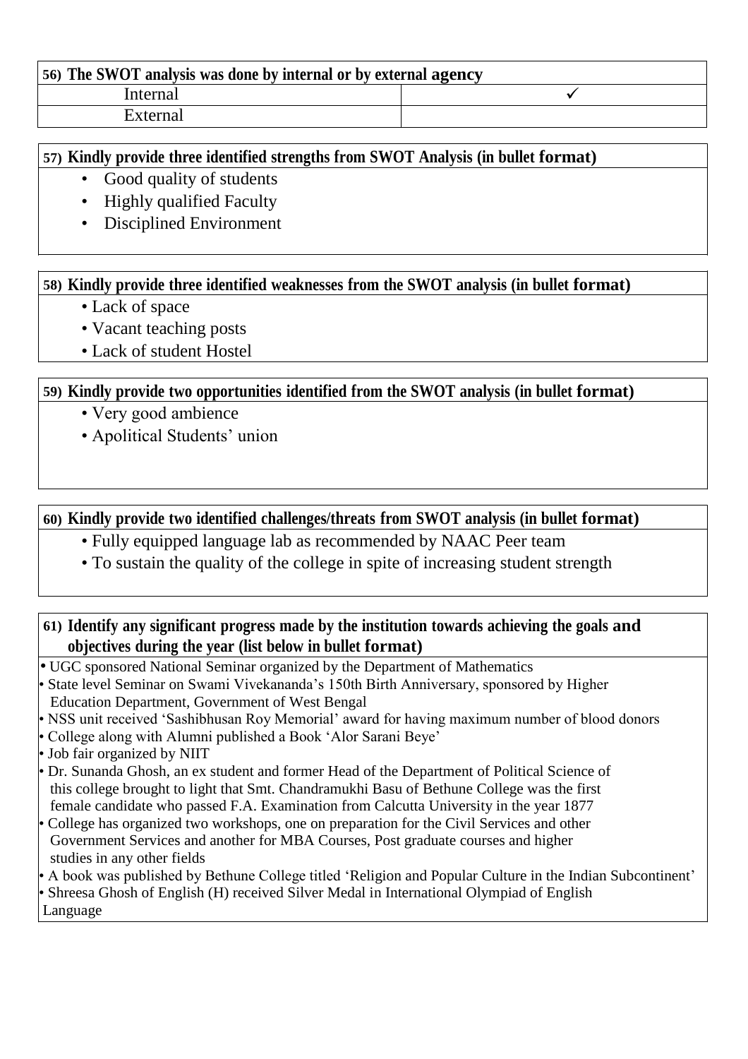| 56) The SWOT analysis was done by internal or by external agency | |
|---|---|
| Internal | ✓ |
| External | |

**57) Kindly provide three identified strengths from SWOT Analysis (in bullet format)**

- Good quality of students
- Highly qualified Faculty
- Disciplined Environment

**58) Kindly provide three identified weaknesses from the SWOT analysis (in bullet format)**

- Lack of space
- Vacant teaching posts
- Lack of student Hostel

**59) Kindly provide two opportunities identified from the SWOT analysis (in bullet format)**

- Very good ambience
- Apolitical Students' union

**60) Kindly provide two identified challenges/threats from SWOT analysis (in bullet format)**

- Fully equipped language lab as recommended by NAAC Peer team
- To sustain the quality of the college in spite of increasing student strength

**61) Identify any significant progress made by the institution towards achieving the goals and objectives during the year (list below in bullet format)**

- UGC sponsored National Seminar organized by the Department of Mathematics
- State level Seminar on Swami Vivekananda's 150th Birth Anniversary, sponsored by Higher Education Department, Government of West Bengal
- NSS unit received 'Sashibhusan Roy Memorial' award for having maximum number of blood donors
- College along with Alumni published a Book 'Alor Sarani Beye'
- Job fair organized by NIIT
- Dr. Sunanda Ghosh, an ex student and former Head of the Department of Political Science of this college brought to light that Smt. Chandramukhi Basu of Bethune College was the first female candidate who passed F.A. Examination from Calcutta University in the year 1877
- College has organized two workshops, one on preparation for the Civil Services and other Government Services and another for MBA Courses, Post graduate courses and higher studies in any other fields
- A book was published by Bethune College titled 'Religion and Popular Culture in the Indian Subcontinent'
- Shreesa Ghosh of English (H) received Silver Medal in International Olympiad of English Language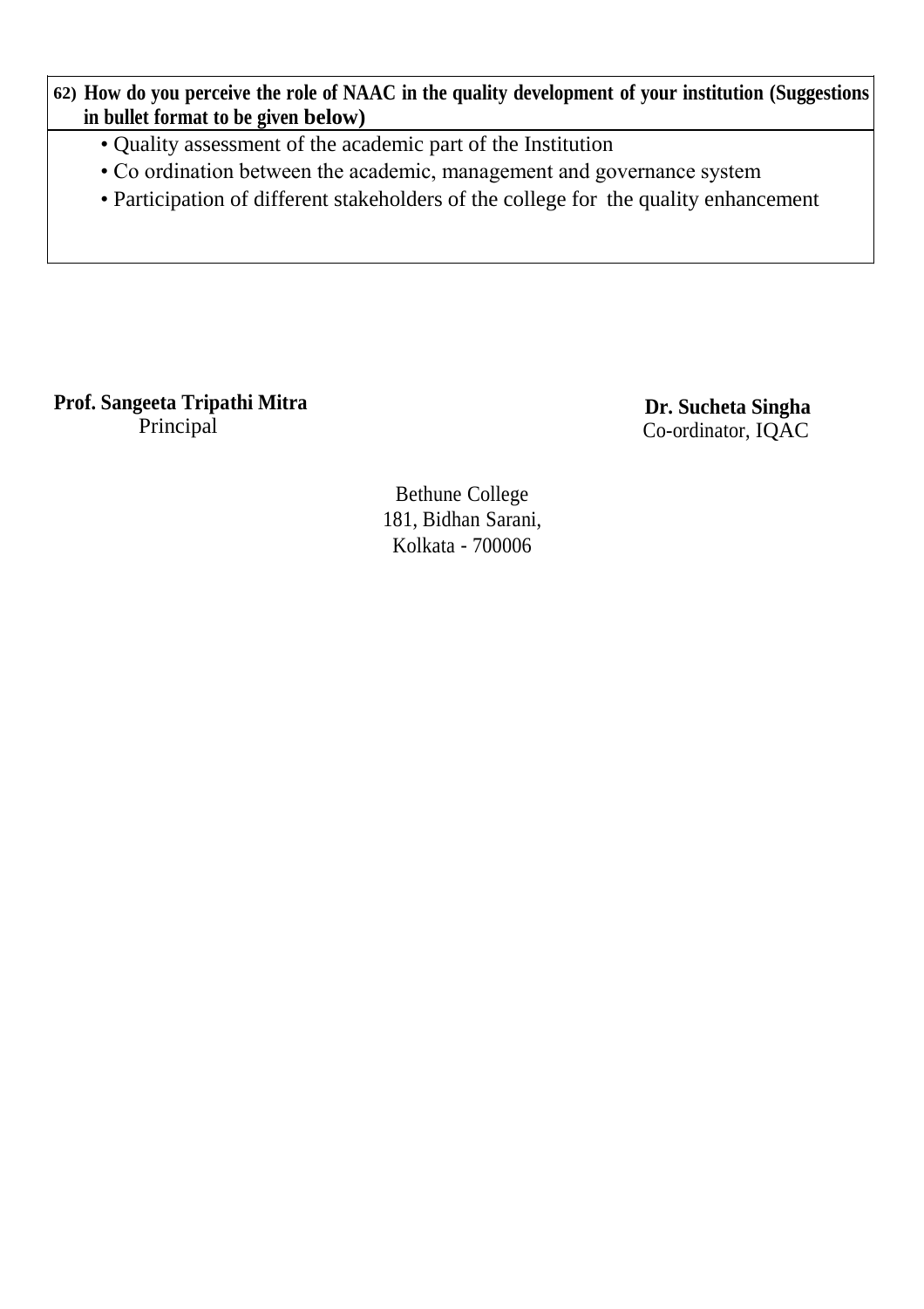**62) How do you perceive the role of NAAC in the quality development of your institution (Suggestions in bullet format to be given below)**

- Quality assessment of the academic part of the Institution
- Co ordination between the academic, management and governance system
- Participation of different stakeholders of the college for the quality enhancement

**Prof. Sangeeta Tripathi Mitra**
Principal

**Dr. Sucheta Singha**
Co-ordinator, IQAC

Bethune College
181, Bidhan Sarani,
Kolkata - 700006